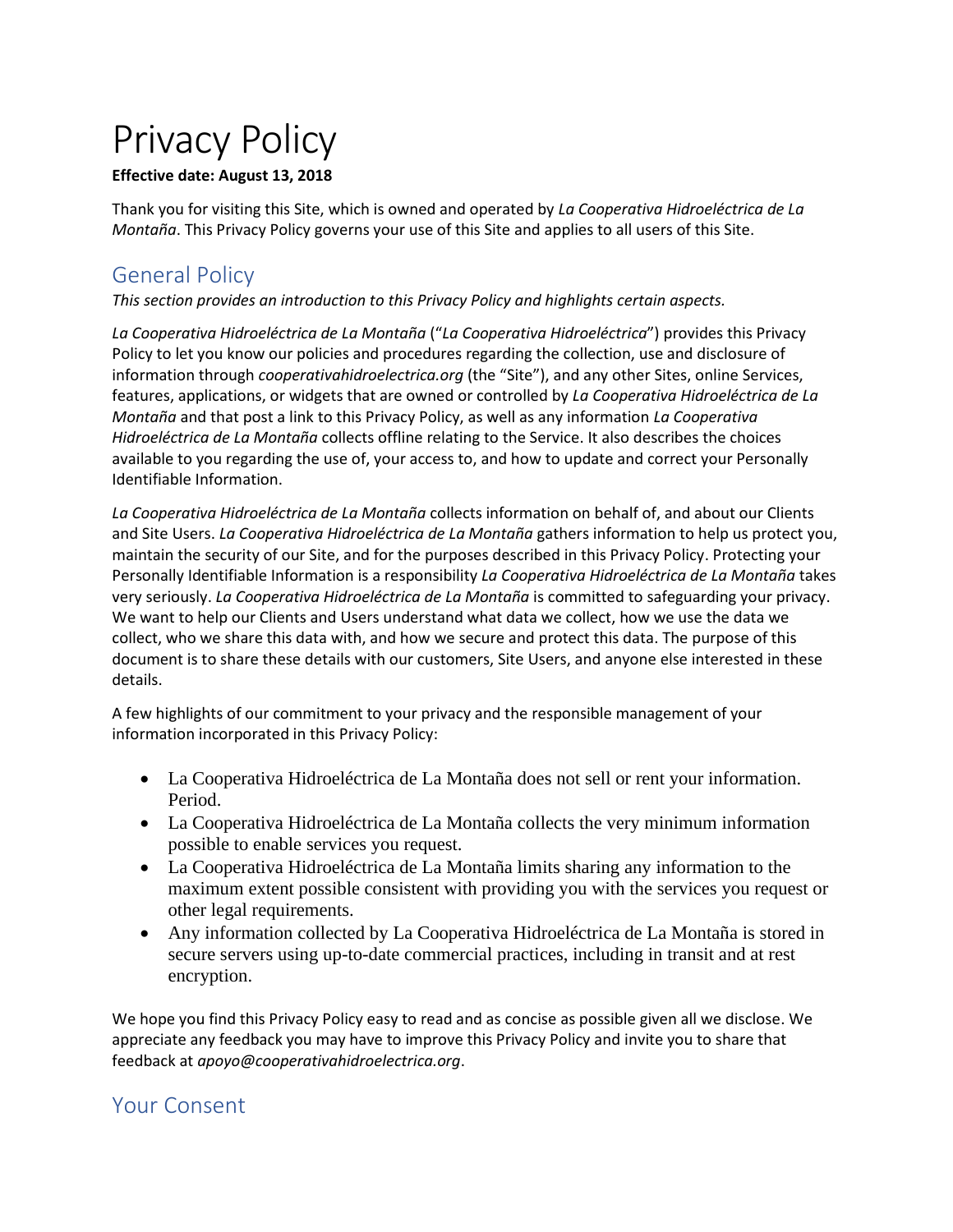# Privacy Policy

**Effective date: August 13, 2018**

Thank you for visiting this Site, which is owned and operated by *La Cooperativa Hidroeléctrica de La Montaña*. This Privacy Policy governs your use of this Site and applies to all users of this Site.

## General Policy

*This section provides an introduction to this Privacy Policy and highlights certain aspects.*

*La Cooperativa Hidroeléctrica de La Montaña* ("*La Cooperativa Hidroeléctrica*") provides this Privacy Policy to let you know our policies and procedures regarding the collection, use and disclosure of information through *cooperativahidroelectrica.org* (the "Site"), and any other Sites, online Services, features, applications, or widgets that are owned or controlled by *La Cooperativa Hidroeléctrica de La Montaña* and that post a link to this Privacy Policy, as well as any information *La Cooperativa Hidroeléctrica de La Montaña* collects offline relating to the Service. It also describes the choices available to you regarding the use of, your access to, and how to update and correct your Personally Identifiable Information.

*La Cooperativa Hidroeléctrica de La Montaña* collects information on behalf of, and about our Clients and Site Users. *La Cooperativa Hidroeléctrica de La Montaña* gathers information to help us protect you, maintain the security of our Site, and for the purposes described in this Privacy Policy. Protecting your Personally Identifiable Information is a responsibility *La Cooperativa Hidroeléctrica de La Montaña* takes very seriously. *La Cooperativa Hidroeléctrica de La Montaña* is committed to safeguarding your privacy. We want to help our Clients and Users understand what data we collect, how we use the data we collect, who we share this data with, and how we secure and protect this data. The purpose of this document is to share these details with our customers, Site Users, and anyone else interested in these details.

A few highlights of our commitment to your privacy and the responsible management of your information incorporated in this Privacy Policy:

- La Cooperativa Hidroeléctrica de La Montaña does not sell or rent your information. Period.
- La Cooperativa Hidroeléctrica de La Montaña collects the very minimum information possible to enable services you request.
- La Cooperativa Hidroeléctrica de La Montaña limits sharing any information to the maximum extent possible consistent with providing you with the services you request or other legal requirements.
- Any information collected by La Cooperativa Hidroeléctrica de La Montaña is stored in secure servers using up-to-date commercial practices, including in transit and at rest encryption.

We hope you find this Privacy Policy easy to read and as concise as possible given all we disclose. We appreciate any feedback you may have to improve this Privacy Policy and invite you to share that feedback at *apoyo@cooperativahidroelectrica.org*.

## Your Consent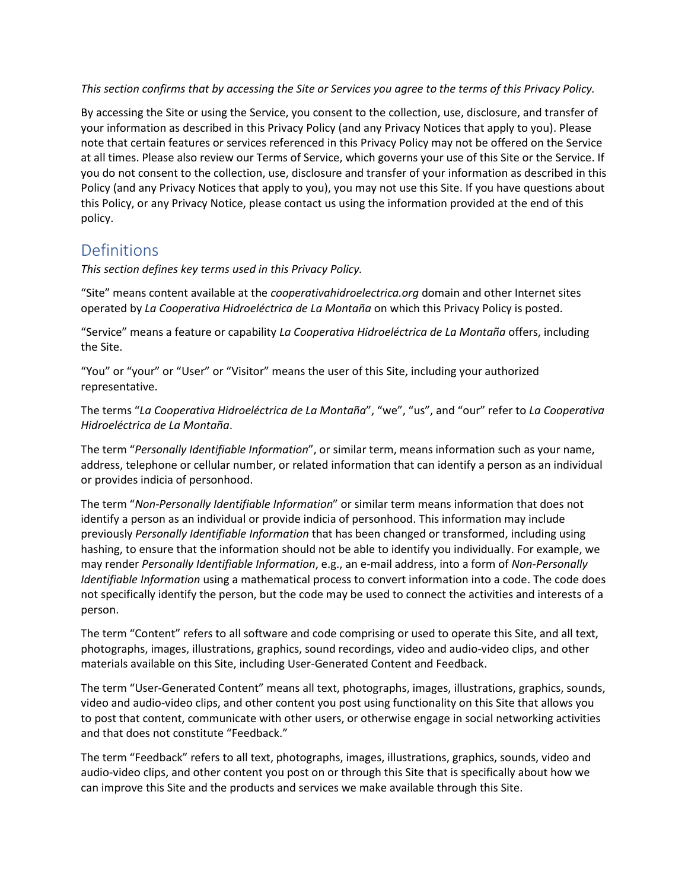*This section confirms that by accessing the Site or Services you agree to the terms of this Privacy Policy.*

By accessing the Site or using the Service, you consent to the collection, use, disclosure, and transfer of your information as described in this Privacy Policy (and any Privacy Notices that apply to you). Please note that certain features or services referenced in this Privacy Policy may not be offered on the Service at all times. Please also review our Terms of Service, which governs your use of this Site or the Service. If you do not consent to the collection, use, disclosure and transfer of your information as described in this Policy (and any Privacy Notices that apply to you), you may not use this Site. If you have questions about this Policy, or any Privacy Notice, please contact us using the information provided at the end of this policy.

## Definitions

*This section defines key terms used in this Privacy Policy.*

"Site" means content available at the *cooperativahidroelectrica.org* domain and other Internet sites operated by *La Cooperativa Hidroeléctrica de La Montaña* on which this Privacy Policy is posted.

"Service" means a feature or capability *La Cooperativa Hidroeléctrica de La Montaña* offers, including the Site.

"You" or "your" or "User" or "Visitor" means the user of this Site, including your authorized representative.

The terms "*La Cooperativa Hidroeléctrica de La Montaña*", "we", "us", and "our" refer to *La Cooperativa Hidroeléctrica de La Montaña*.

The term "*Personally Identifiable Information*", or similar term, means information such as your name, address, telephone or cellular number, or related information that can identify a person as an individual or provides indicia of personhood.

The term "*Non-Personally Identifiable Information*" or similar term means information that does not identify a person as an individual or provide indicia of personhood. This information may include previously *Personally Identifiable Information* that has been changed or transformed, including using hashing, to ensure that the information should not be able to identify you individually. For example, we may render *Personally Identifiable Information*, e.g., an e-mail address, into a form of *Non-Personally Identifiable Information* using a mathematical process to convert information into a code. The code does not specifically identify the person, but the code may be used to connect the activities and interests of a person.

The term "Content" refers to all software and code comprising or used to operate this Site, and all text, photographs, images, illustrations, graphics, sound recordings, video and audio-video clips, and other materials available on this Site, including User-Generated Content and Feedback.

The term "User-Generated Content" means all text, photographs, images, illustrations, graphics, sounds, video and audio-video clips, and other content you post using functionality on this Site that allows you to post that content, communicate with other users, or otherwise engage in social networking activities and that does not constitute "Feedback."

The term "Feedback" refers to all text, photographs, images, illustrations, graphics, sounds, video and audio-video clips, and other content you post on or through this Site that is specifically about how we can improve this Site and the products and services we make available through this Site.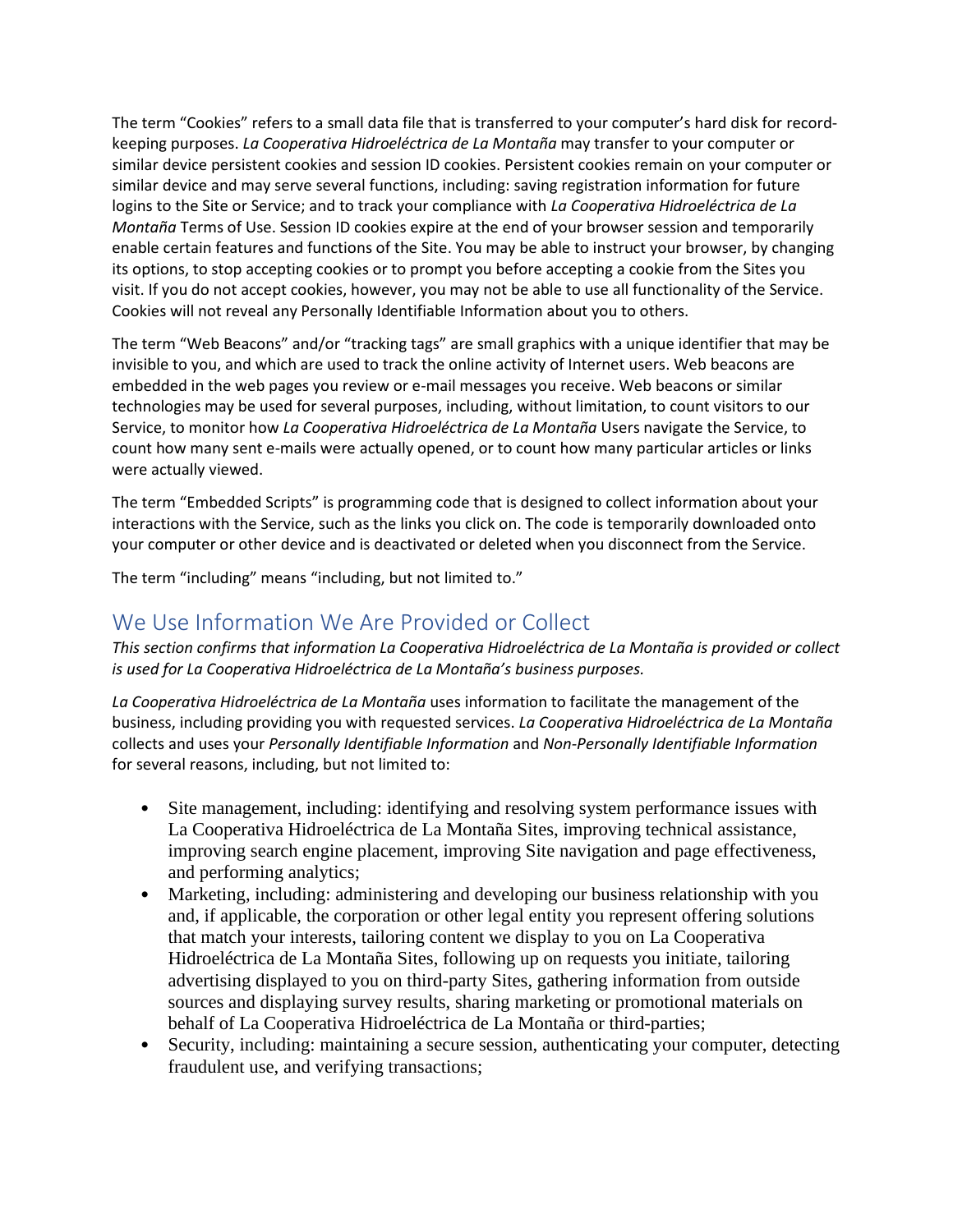The term “Cookies” refers to a small data file that is transferred to your computer’s hard disk for record-keeping purposes. *La Cooperativa Hidroeléctrica de La Montaña* may transfer to your computer or similar device persistent cookies and session ID cookies. Persistent cookies remain on your computer or similar device and may serve several functions, including: saving registration information for future logins to the Site or Service; and to track your compliance with *La Cooperativa Hidroeléctrica de La Montaña* Terms of Use. Session ID cookies expire at the end of your browser session and temporarily enable certain features and functions of the Site. You may be able to instruct your browser, by changing its options, to stop accepting cookies or to prompt you before accepting a cookie from the Sites you visit. If you do not accept cookies, however, you may not be able to use all functionality of the Service. Cookies will not reveal any Personally Identifiable Information about you to others.

The term “Web Beacons” and/or “tracking tags” are small graphics with a unique identifier that may be invisible to you, and which are used to track the online activity of Internet users. Web beacons are embedded in the web pages you review or e-mail messages you receive. Web beacons or similar technologies may be used for several purposes, including, without limitation, to count visitors to our Service, to monitor how *La Cooperativa Hidroeléctrica de La Montaña* Users navigate the Service, to count how many sent e-mails were actually opened, or to count how many particular articles or links were actually viewed.

The term “Embedded Scripts” is programming code that is designed to collect information about your interactions with the Service, such as the links you click on. The code is temporarily downloaded onto your computer or other device and is deactivated or deleted when you disconnect from the Service.

The term “including” means “including, but not limited to.”

## We Use Information We Are Provided or Collect

*This section confirms that information La Cooperativa Hidroeléctrica de La Montaña is provided or collect is used for La Cooperativa Hidroeléctrica de La Montaña’s business purposes.*

*La Cooperativa Hidroeléctrica de La Montaña* uses information to facilitate the management of the business, including providing you with requested services. *La Cooperativa Hidroeléctrica de La Montaña* collects and uses your *Personally Identifiable Information* and *Non-Personally Identifiable Information* for several reasons, including, but not limited to:

- Site management, including: identifying and resolving system performance issues with La Cooperativa Hidroeléctrica de La Montaña Sites, improving technical assistance, improving search engine placement, improving Site navigation and page effectiveness, and performing analytics;
- Marketing, including: administering and developing our business relationship with you and, if applicable, the corporation or other legal entity you represent offering solutions that match your interests, tailoring content we display to you on La Cooperativa Hidroeléctrica de La Montaña Sites, following up on requests you initiate, tailoring advertising displayed to you on third-party Sites, gathering information from outside sources and displaying survey results, sharing marketing or promotional materials on behalf of La Cooperativa Hidroeléctrica de La Montaña or third-parties;
- Security, including: maintaining a secure session, authenticating your computer, detecting fraudulent use, and verifying transactions;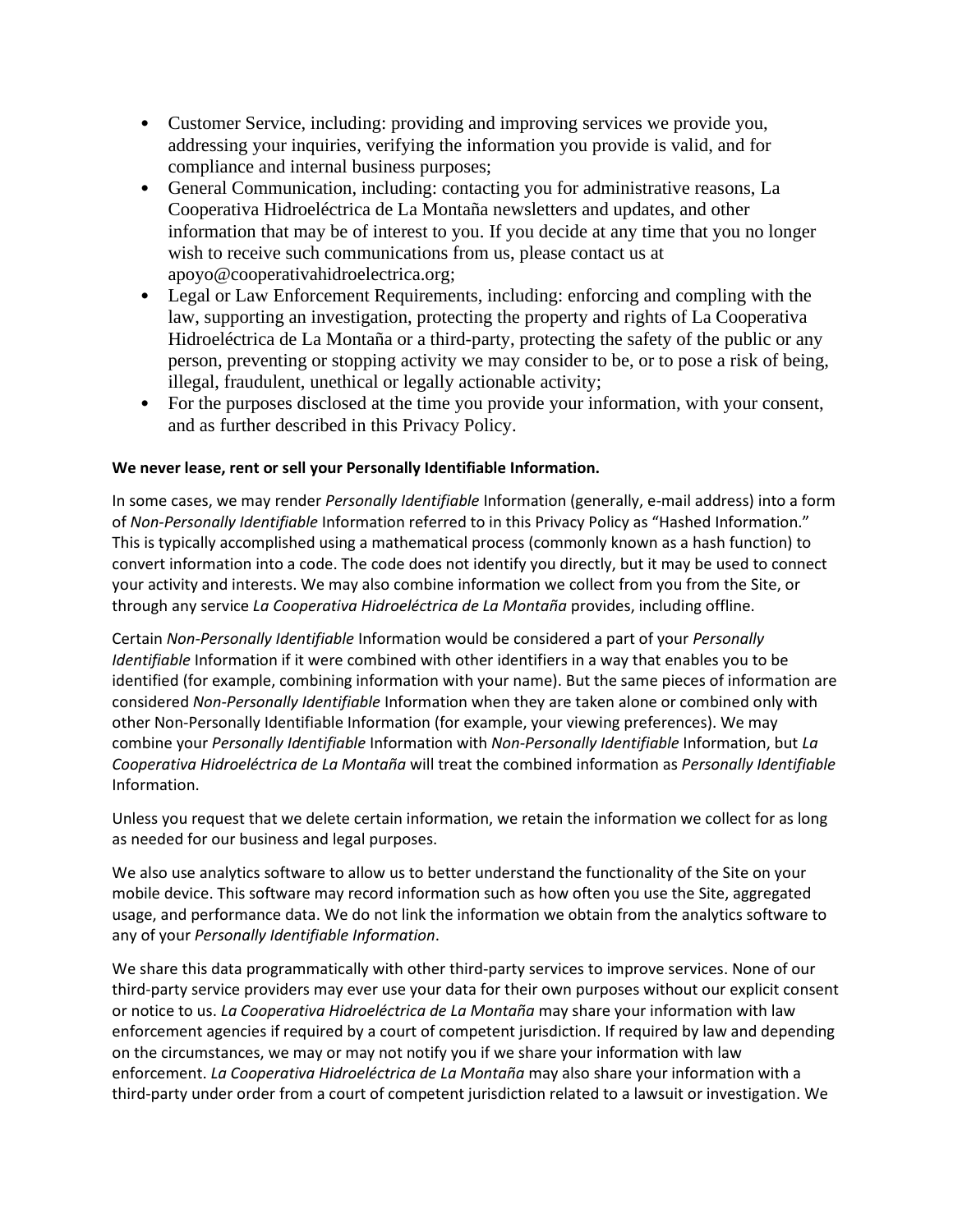- Customer Service, including: providing and improving services we provide you, addressing your inquiries, verifying the information you provide is valid, and for compliance and internal business purposes;
- General Communication, including: contacting you for administrative reasons, La Cooperativa Hidroeléctrica de La Montaña newsletters and updates, and other information that may be of interest to you. If you decide at any time that you no longer wish to receive such communications from us, please contact us at apoyo@cooperativahidroelectrica.org;
- Legal or Law Enforcement Requirements, including: enforcing and compling with the law, supporting an investigation, protecting the property and rights of La Cooperativa Hidroeléctrica de La Montaña or a third-party, protecting the safety of the public or any person, preventing or stopping activity we may consider to be, or to pose a risk of being, illegal, fraudulent, unethical or legally actionable activity;
- For the purposes disclosed at the time you provide your information, with your consent, and as further described in this Privacy Policy.

**We never lease, rent or sell your Personally Identifiable Information.**

In some cases, we may render *Personally Identifiable* Information (generally, e-mail address) into a form of *Non-Personally Identifiable* Information referred to in this Privacy Policy as "Hashed Information." This is typically accomplished using a mathematical process (commonly known as a hash function) to convert information into a code. The code does not identify you directly, but it may be used to connect your activity and interests. We may also combine information we collect from you from the Site, or through any service *La Cooperativa Hidroeléctrica de La Montaña* provides, including offline.

Certain *Non-Personally Identifiable* Information would be considered a part of your *Personally Identifiable* Information if it were combined with other identifiers in a way that enables you to be identified (for example, combining information with your name). But the same pieces of information are considered *Non-Personally Identifiable* Information when they are taken alone or combined only with other Non-Personally Identifiable Information (for example, your viewing preferences). We may combine your *Personally Identifiable* Information with *Non-Personally Identifiable* Information, but *La Cooperativa Hidroeléctrica de La Montaña* will treat the combined information as *Personally Identifiable* Information.

Unless you request that we delete certain information, we retain the information we collect for as long as needed for our business and legal purposes.

We also use analytics software to allow us to better understand the functionality of the Site on your mobile device. This software may record information such as how often you use the Site, aggregated usage, and performance data. We do not link the information we obtain from the analytics software to any of your *Personally Identifiable Information*.

We share this data programmatically with other third-party services to improve services. None of our third-party service providers may ever use your data for their own purposes without our explicit consent or notice to us. *La Cooperativa Hidroeléctrica de La Montaña* may share your information with law enforcement agencies if required by a court of competent jurisdiction. If required by law and depending on the circumstances, we may or may not notify you if we share your information with law enforcement. *La Cooperativa Hidroeléctrica de La Montaña* may also share your information with a third-party under order from a court of competent jurisdiction related to a lawsuit or investigation. We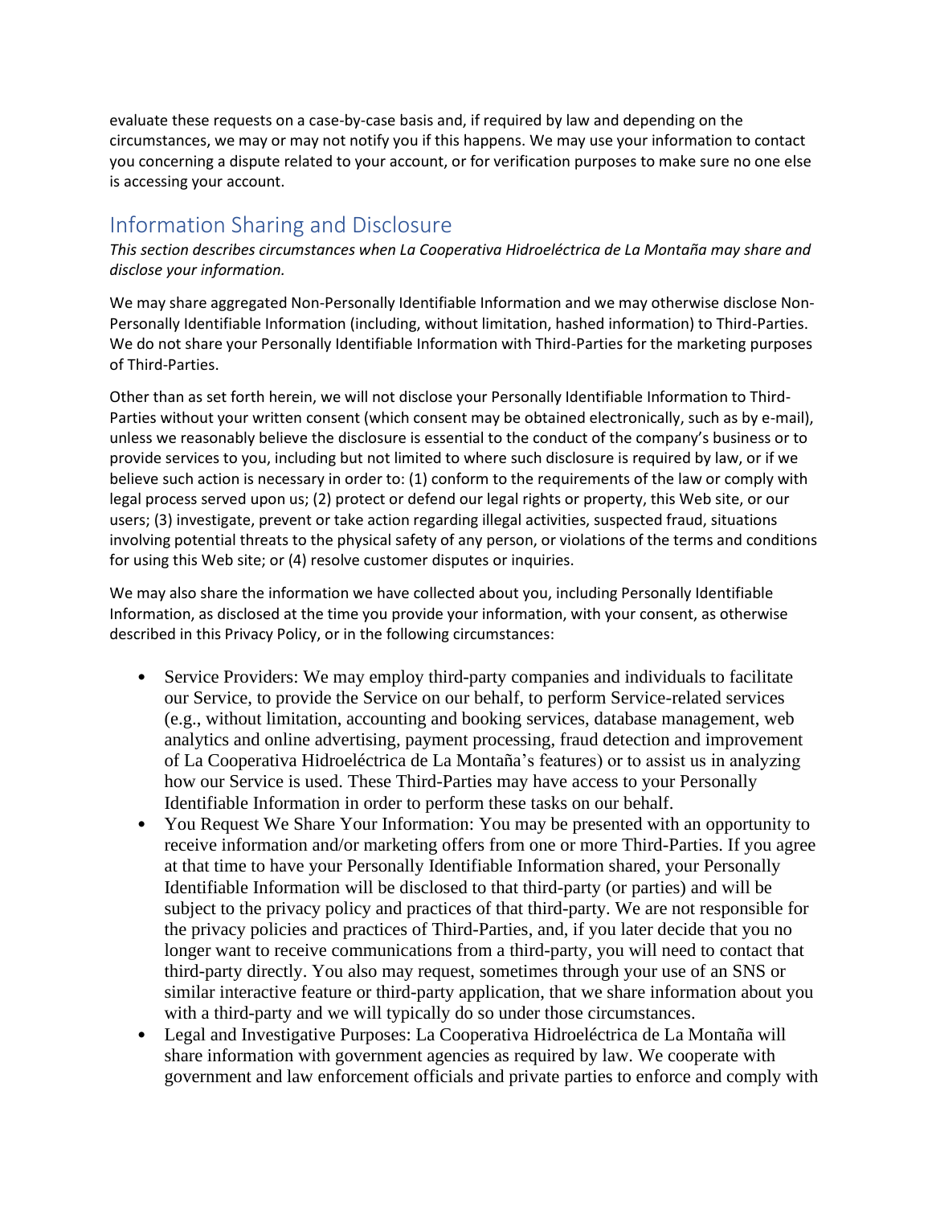evaluate these requests on a case-by-case basis and, if required by law and depending on the circumstances, we may or may not notify you if this happens. We may use your information to contact you concerning a dispute related to your account, or for verification purposes to make sure no one else is accessing your account.

## Information Sharing and Disclosure

*This section describes circumstances when La Cooperativa Hidroeléctrica de La Montaña may share and disclose your information.*

We may share aggregated Non-Personally Identifiable Information and we may otherwise disclose Non-Personally Identifiable Information (including, without limitation, hashed information) to Third-Parties. We do not share your Personally Identifiable Information with Third-Parties for the marketing purposes of Third-Parties.

Other than as set forth herein, we will not disclose your Personally Identifiable Information to Third-Parties without your written consent (which consent may be obtained electronically, such as by e-mail), unless we reasonably believe the disclosure is essential to the conduct of the company's business or to provide services to you, including but not limited to where such disclosure is required by law, or if we believe such action is necessary in order to: (1) conform to the requirements of the law or comply with legal process served upon us; (2) protect or defend our legal rights or property, this Web site, or our users; (3) investigate, prevent or take action regarding illegal activities, suspected fraud, situations involving potential threats to the physical safety of any person, or violations of the terms and conditions for using this Web site; or (4) resolve customer disputes or inquiries.

We may also share the information we have collected about you, including Personally Identifiable Information, as disclosed at the time you provide your information, with your consent, as otherwise described in this Privacy Policy, or in the following circumstances:

- Service Providers: We may employ third-party companies and individuals to facilitate our Service, to provide the Service on our behalf, to perform Service-related services (e.g., without limitation, accounting and booking services, database management, web analytics and online advertising, payment processing, fraud detection and improvement of La Cooperativa Hidroeléctrica de La Montaña's features) or to assist us in analyzing how our Service is used. These Third-Parties may have access to your Personally Identifiable Information in order to perform these tasks on our behalf.
- You Request We Share Your Information: You may be presented with an opportunity to receive information and/or marketing offers from one or more Third-Parties. If you agree at that time to have your Personally Identifiable Information shared, your Personally Identifiable Information will be disclosed to that third-party (or parties) and will be subject to the privacy policy and practices of that third-party. We are not responsible for the privacy policies and practices of Third-Parties, and, if you later decide that you no longer want to receive communications from a third-party, you will need to contact that third-party directly. You also may request, sometimes through your use of an SNS or similar interactive feature or third-party application, that we share information about you with a third-party and we will typically do so under those circumstances.
- Legal and Investigative Purposes: La Cooperativa Hidroeléctrica de La Montaña will share information with government agencies as required by law. We cooperate with government and law enforcement officials and private parties to enforce and comply with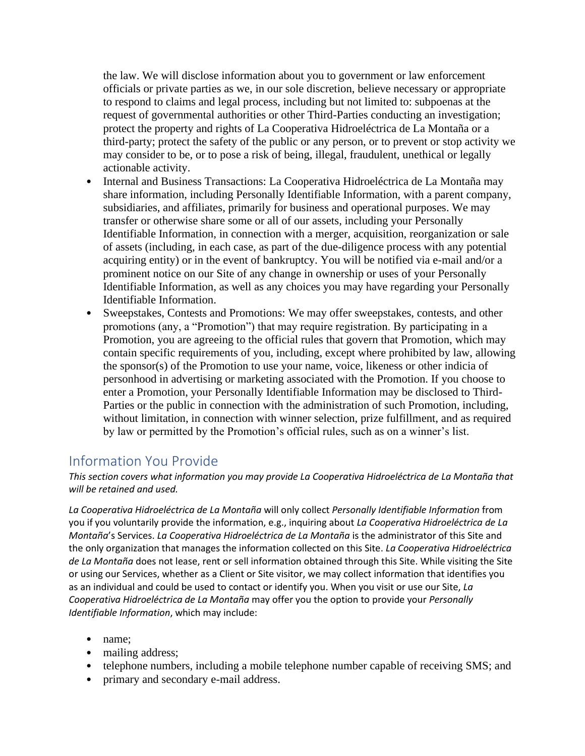the law. We will disclose information about you to government or law enforcement officials or private parties as we, in our sole discretion, believe necessary or appropriate to respond to claims and legal process, including but not limited to: subpoenas at the request of governmental authorities or other Third-Parties conducting an investigation; protect the property and rights of La Cooperativa Hidroeléctrica de La Montaña or a third-party; protect the safety of the public or any person, or to prevent or stop activity we may consider to be, or to pose a risk of being, illegal, fraudulent, unethical or legally actionable activity.

- Internal and Business Transactions: La Cooperativa Hidroeléctrica de La Montaña may share information, including Personally Identifiable Information, with a parent company, subsidiaries, and affiliates, primarily for business and operational purposes. We may transfer or otherwise share some or all of our assets, including your Personally Identifiable Information, in connection with a merger, acquisition, reorganization or sale of assets (including, in each case, as part of the due-diligence process with any potential acquiring entity) or in the event of bankruptcy. You will be notified via e-mail and/or a prominent notice on our Site of any change in ownership or uses of your Personally Identifiable Information, as well as any choices you may have regarding your Personally Identifiable Information.
- Sweepstakes, Contests and Promotions: We may offer sweepstakes, contests, and other promotions (any, a "Promotion") that may require registration. By participating in a Promotion, you are agreeing to the official rules that govern that Promotion, which may contain specific requirements of you, including, except where prohibited by law, allowing the sponsor(s) of the Promotion to use your name, voice, likeness or other indicia of personhood in advertising or marketing associated with the Promotion. If you choose to enter a Promotion, your Personally Identifiable Information may be disclosed to Third-Parties or the public in connection with the administration of such Promotion, including, without limitation, in connection with winner selection, prize fulfillment, and as required by law or permitted by the Promotion's official rules, such as on a winner's list.

## Information You Provide

*This section covers what information you may provide La Cooperativa Hidroeléctrica de La Montaña that will be retained and used.*

*La Cooperativa Hidroeléctrica de La Montaña* will only collect *Personally Identifiable Information* from you if you voluntarily provide the information, e.g., inquiring about *La Cooperativa Hidroeléctrica de La Montaña*'s Services. *La Cooperativa Hidroeléctrica de La Montaña* is the administrator of this Site and the only organization that manages the information collected on this Site. *La Cooperativa Hidroeléctrica de La Montaña* does not lease, rent or sell information obtained through this Site. While visiting the Site or using our Services, whether as a Client or Site visitor, we may collect information that identifies you as an individual and could be used to contact or identify you. When you visit or use our Site, *La Cooperativa Hidroeléctrica de La Montaña* may offer you the option to provide your *Personally Identifiable Information*, which may include:

- name;
- mailing address;
- telephone numbers, including a mobile telephone number capable of receiving SMS; and
- primary and secondary e-mail address.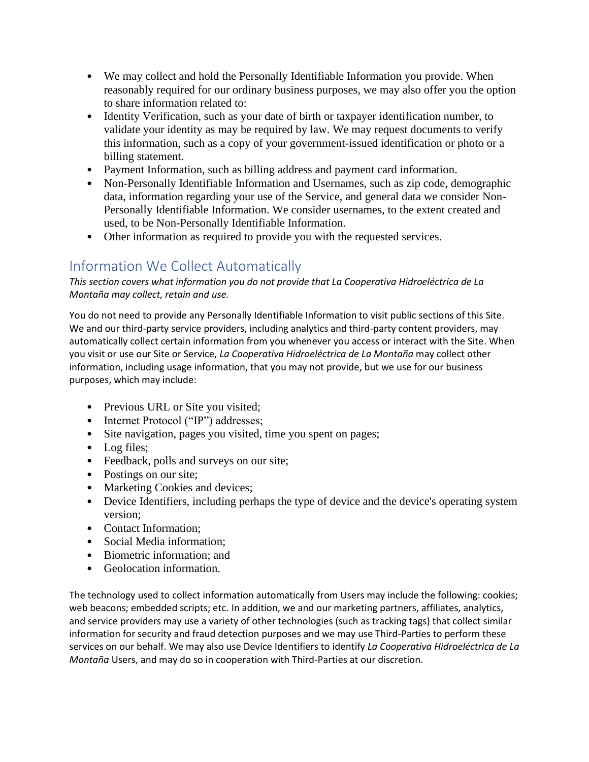- We may collect and hold the Personally Identifiable Information you provide. When reasonably required for our ordinary business purposes, we may also offer you the option to share information related to:
- Identity Verification, such as your date of birth or taxpayer identification number, to validate your identity as may be required by law. We may request documents to verify this information, such as a copy of your government-issued identification or photo or a billing statement.
- Payment Information, such as billing address and payment card information.
- Non-Personally Identifiable Information and Usernames, such as zip code, demographic data, information regarding your use of the Service, and general data we consider Non-Personally Identifiable Information. We consider usernames, to the extent created and used, to be Non-Personally Identifiable Information.
- Other information as required to provide you with the requested services.

## Information We Collect Automatically

*This section covers what information you do not provide that La Cooperativa Hidroeléctrica de La Montaña may collect, retain and use.*

You do not need to provide any Personally Identifiable Information to visit public sections of this Site. We and our third-party service providers, including analytics and third-party content providers, may automatically collect certain information from you whenever you access or interact with the Site. When you visit or use our Site or Service, *La Cooperativa Hidroeléctrica de La Montaña* may collect other information, including usage information, that you may not provide, but we use for our business purposes, which may include:

- Previous URL or Site you visited;
- Internet Protocol ("IP") addresses;
- Site navigation, pages you visited, time you spent on pages;
- Log files;
- Feedback, polls and surveys on our site;
- Postings on our site;
- Marketing Cookies and devices;
- Device Identifiers, including perhaps the type of device and the device's operating system version;
- Contact Information;
- Social Media information;
- Biometric information; and
- Geolocation information.

The technology used to collect information automatically from Users may include the following: cookies; web beacons; embedded scripts; etc. In addition, we and our marketing partners, affiliates, analytics, and service providers may use a variety of other technologies (such as tracking tags) that collect similar information for security and fraud detection purposes and we may use Third-Parties to perform these services on our behalf. We may also use Device Identifiers to identify *La Cooperativa Hidroeléctrica de La Montaña* Users, and may do so in cooperation with Third-Parties at our discretion.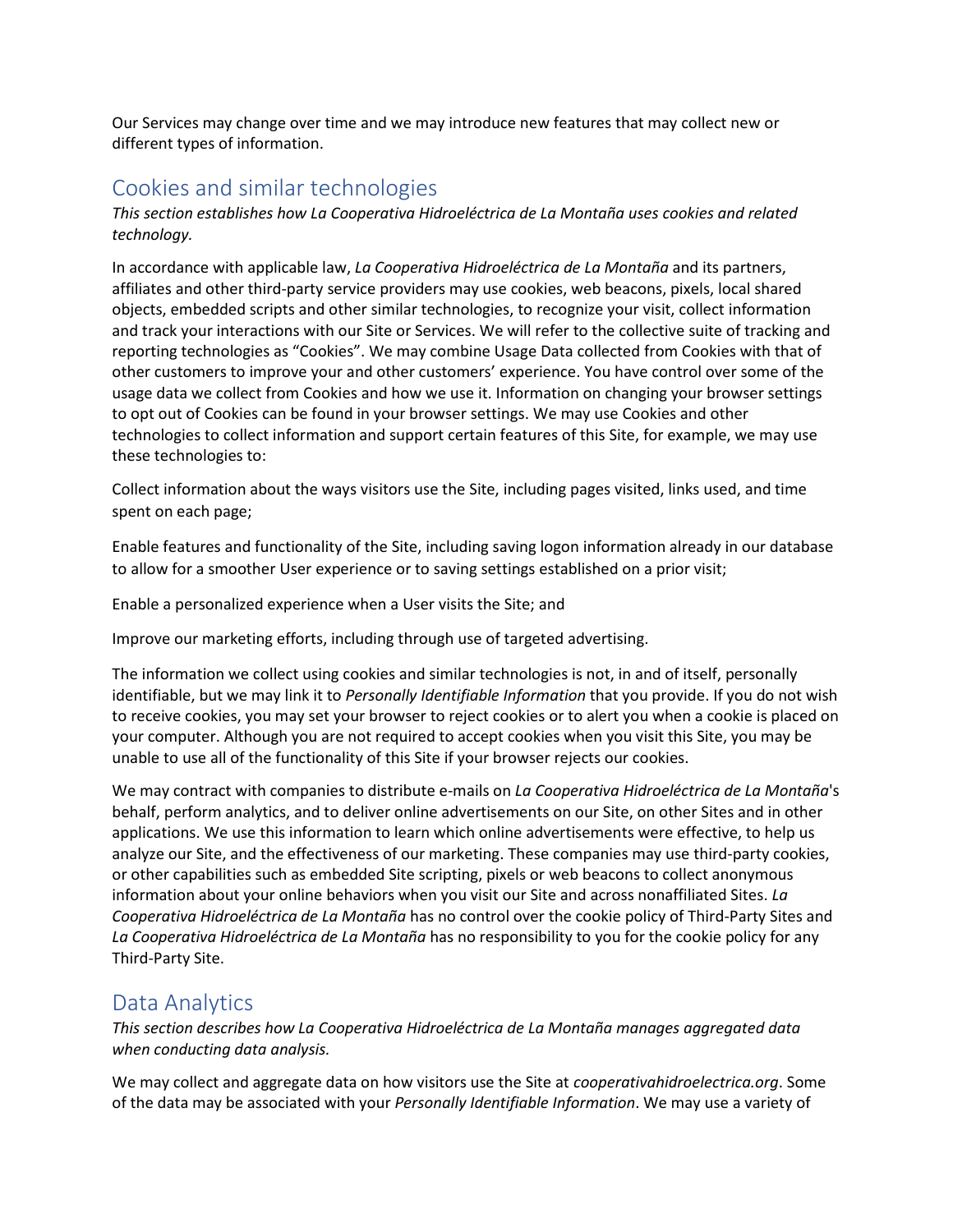Our Services may change over time and we may introduce new features that may collect new or different types of information.

## Cookies and similar technologies

*This section establishes how La Cooperativa Hidroeléctrica de La Montaña uses cookies and related technology.*

In accordance with applicable law, *La Cooperativa Hidroeléctrica de La Montaña* and its partners, affiliates and other third-party service providers may use cookies, web beacons, pixels, local shared objects, embedded scripts and other similar technologies, to recognize your visit, collect information and track your interactions with our Site or Services. We will refer to the collective suite of tracking and reporting technologies as "Cookies". We may combine Usage Data collected from Cookies with that of other customers to improve your and other customers' experience. You have control over some of the usage data we collect from Cookies and how we use it. Information on changing your browser settings to opt out of Cookies can be found in your browser settings. We may use Cookies and other technologies to collect information and support certain features of this Site, for example, we may use these technologies to:

Collect information about the ways visitors use the Site, including pages visited, links used, and time spent on each page;

Enable features and functionality of the Site, including saving logon information already in our database to allow for a smoother User experience or to saving settings established on a prior visit;

Enable a personalized experience when a User visits the Site; and

Improve our marketing efforts, including through use of targeted advertising.

The information we collect using cookies and similar technologies is not, in and of itself, personally identifiable, but we may link it to *Personally Identifiable Information* that you provide. If you do not wish to receive cookies, you may set your browser to reject cookies or to alert you when a cookie is placed on your computer. Although you are not required to accept cookies when you visit this Site, you may be unable to use all of the functionality of this Site if your browser rejects our cookies.

We may contract with companies to distribute e-mails on *La Cooperativa Hidroeléctrica de La Montaña*'s behalf, perform analytics, and to deliver online advertisements on our Site, on other Sites and in other applications. We use this information to learn which online advertisements were effective, to help us analyze our Site, and the effectiveness of our marketing. These companies may use third-party cookies, or other capabilities such as embedded Site scripting, pixels or web beacons to collect anonymous information about your online behaviors when you visit our Site and across nonaffiliated Sites. *La Cooperativa Hidroeléctrica de La Montaña* has no control over the cookie policy of Third-Party Sites and *La Cooperativa Hidroeléctrica de La Montaña* has no responsibility to you for the cookie policy for any Third-Party Site.

## Data Analytics

*This section describes how La Cooperativa Hidroeléctrica de La Montaña manages aggregated data when conducting data analysis.*

We may collect and aggregate data on how visitors use the Site at *cooperativahidroelectrica.org*. Some of the data may be associated with your *Personally Identifiable Information*. We may use a variety of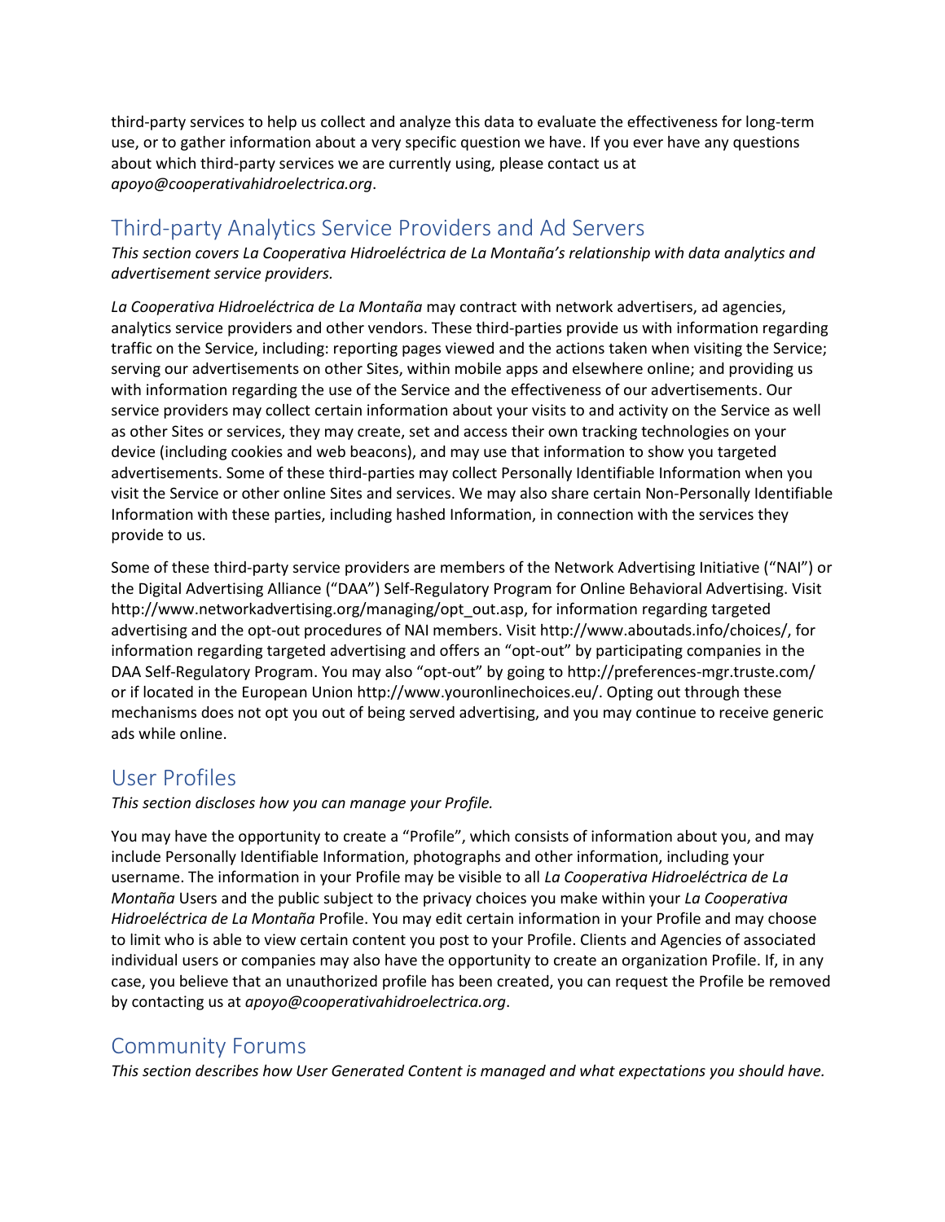third-party services to help us collect and analyze this data to evaluate the effectiveness for long-term use, or to gather information about a very specific question we have. If you ever have any questions about which third-party services we are currently using, please contact us at *apoyo@cooperativahidroelectrica.org*.

## Third-party Analytics Service Providers and Ad Servers

*This section covers La Cooperativa Hidroeléctrica de La Montaña's relationship with data analytics and advertisement service providers.*

*La Cooperativa Hidroeléctrica de La Montaña* may contract with network advertisers, ad agencies, analytics service providers and other vendors. These third-parties provide us with information regarding traffic on the Service, including: reporting pages viewed and the actions taken when visiting the Service; serving our advertisements on other Sites, within mobile apps and elsewhere online; and providing us with information regarding the use of the Service and the effectiveness of our advertisements. Our service providers may collect certain information about your visits to and activity on the Service as well as other Sites or services, they may create, set and access their own tracking technologies on your device (including cookies and web beacons), and may use that information to show you targeted advertisements. Some of these third-parties may collect Personally Identifiable Information when you visit the Service or other online Sites and services. We may also share certain Non-Personally Identifiable Information with these parties, including hashed Information, in connection with the services they provide to us.

Some of these third-party service providers are members of the Network Advertising Initiative ("NAI") or the Digital Advertising Alliance ("DAA") Self-Regulatory Program for Online Behavioral Advertising. Visit http://www.networkadvertising.org/managing/opt_out.asp, for information regarding targeted advertising and the opt-out procedures of NAI members. Visit http://www.aboutads.info/choices/, for information regarding targeted advertising and offers an "opt-out" by participating companies in the DAA Self-Regulatory Program. You may also "opt-out" by going to http://preferences-mgr.truste.com/ or if located in the European Union http://www.youronlinechoices.eu/. Opting out through these mechanisms does not opt you out of being served advertising, and you may continue to receive generic ads while online.

## User Profiles

*This section discloses how you can manage your Profile.*

You may have the opportunity to create a "Profile", which consists of information about you, and may include Personally Identifiable Information, photographs and other information, including your username. The information in your Profile may be visible to all *La Cooperativa Hidroeléctrica de La Montaña* Users and the public subject to the privacy choices you make within your *La Cooperativa Hidroeléctrica de La Montaña* Profile. You may edit certain information in your Profile and may choose to limit who is able to view certain content you post to your Profile. Clients and Agencies of associated individual users or companies may also have the opportunity to create an organization Profile. If, in any case, you believe that an unauthorized profile has been created, you can request the Profile be removed by contacting us at *apoyo@cooperativahidroelectrica.org*.

## Community Forums

*This section describes how User Generated Content is managed and what expectations you should have.*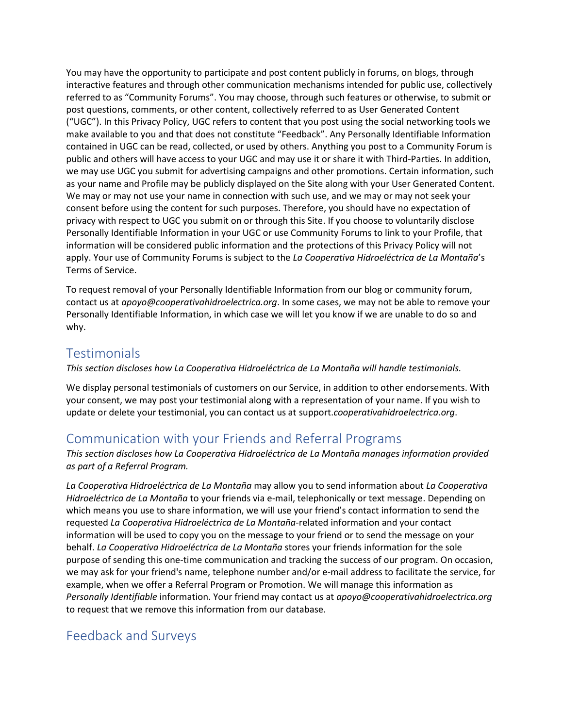You may have the opportunity to participate and post content publicly in forums, on blogs, through interactive features and through other communication mechanisms intended for public use, collectively referred to as "Community Forums". You may choose, through such features or otherwise, to submit or post questions, comments, or other content, collectively referred to as User Generated Content ("UGC"). In this Privacy Policy, UGC refers to content that you post using the social networking tools we make available to you and that does not constitute "Feedback". Any Personally Identifiable Information contained in UGC can be read, collected, or used by others. Anything you post to a Community Forum is public and others will have access to your UGC and may use it or share it with Third-Parties. In addition, we may use UGC you submit for advertising campaigns and other promotions. Certain information, such as your name and Profile may be publicly displayed on the Site along with your User Generated Content. We may or may not use your name in connection with such use, and we may or may not seek your consent before using the content for such purposes. Therefore, you should have no expectation of privacy with respect to UGC you submit on or through this Site. If you choose to voluntarily disclose Personally Identifiable Information in your UGC or use Community Forums to link to your Profile, that information will be considered public information and the protections of this Privacy Policy will not apply. Your use of Community Forums is subject to the *La Cooperativa Hidroeléctrica de La Montaña*'s Terms of Service.

To request removal of your Personally Identifiable Information from our blog or community forum, contact us at *apoyo@cooperativahidroelectrica.org*. In some cases, we may not be able to remove your Personally Identifiable Information, in which case we will let you know if we are unable to do so and why.

## Testimonials

*This section discloses how La Cooperativa Hidroeléctrica de La Montaña will handle testimonials.*

We display personal testimonials of customers on our Service, in addition to other endorsements. With your consent, we may post your testimonial along with a representation of your name. If you wish to update or delete your testimonial, you can contact us at support.*cooperativahidroelectrica.org*.

## Communication with your Friends and Referral Programs

*This section discloses how La Cooperativa Hidroeléctrica de La Montaña manages information provided as part of a Referral Program.*

*La Cooperativa Hidroeléctrica de La Montaña* may allow you to send information about *La Cooperativa Hidroeléctrica de La Montaña* to your friends via e-mail, telephonically or text message. Depending on which means you use to share information, we will use your friend's contact information to send the requested *La Cooperativa Hidroeléctrica de La Montaña*-related information and your contact information will be used to copy you on the message to your friend or to send the message on your behalf. *La Cooperativa Hidroeléctrica de La Montaña* stores your friends information for the sole purpose of sending this one-time communication and tracking the success of our program. On occasion, we may ask for your friend's name, telephone number and/or e-mail address to facilitate the service, for example, when we offer a Referral Program or Promotion. We will manage this information as *Personally Identifiable* information. Your friend may contact us at *apoyo@cooperativahidroelectrica.org* to request that we remove this information from our database.

## Feedback and Surveys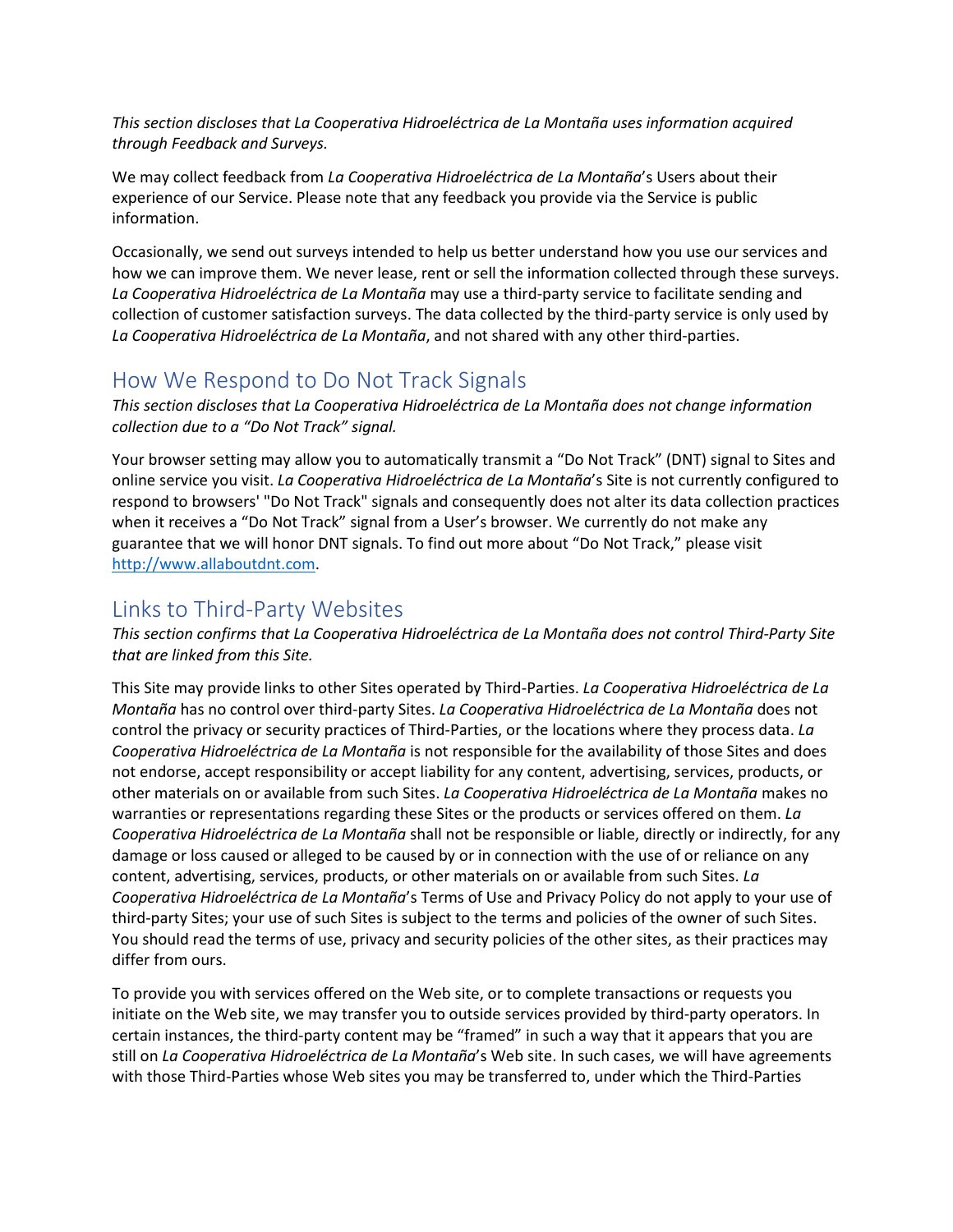*This section discloses that La Cooperativa Hidroeléctrica de La Montaña uses information acquired through Feedback and Surveys.*

We may collect feedback from *La Cooperativa Hidroeléctrica de La Montaña*'s Users about their experience of our Service. Please note that any feedback you provide via the Service is public information.

Occasionally, we send out surveys intended to help us better understand how you use our services and how we can improve them. We never lease, rent or sell the information collected through these surveys. *La Cooperativa Hidroeléctrica de La Montaña* may use a third-party service to facilitate sending and collection of customer satisfaction surveys. The data collected by the third-party service is only used by *La Cooperativa Hidroeléctrica de La Montaña*, and not shared with any other third-parties.

## How We Respond to Do Not Track Signals

*This section discloses that La Cooperativa Hidroeléctrica de La Montaña does not change information collection due to a "Do Not Track" signal.*

Your browser setting may allow you to automatically transmit a "Do Not Track" (DNT) signal to Sites and online service you visit. *La Cooperativa Hidroeléctrica de La Montaña*'s Site is not currently configured to respond to browsers' "Do Not Track" signals and consequently does not alter its data collection practices when it receives a "Do Not Track" signal from a User's browser. We currently do not make any guarantee that we will honor DNT signals. To find out more about "Do Not Track," please visit [http://www.allaboutdnt.com](http://www.allaboutdnt.com).

## Links to Third-Party Websites

*This section confirms that La Cooperativa Hidroeléctrica de La Montaña does not control Third-Party Site that are linked from this Site.*

This Site may provide links to other Sites operated by Third-Parties. *La Cooperativa Hidroeléctrica de La Montaña* has no control over third-party Sites. *La Cooperativa Hidroeléctrica de La Montaña* does not control the privacy or security practices of Third-Parties, or the locations where they process data. *La Cooperativa Hidroeléctrica de La Montaña* is not responsible for the availability of those Sites and does not endorse, accept responsibility or accept liability for any content, advertising, services, products, or other materials on or available from such Sites. *La Cooperativa Hidroeléctrica de La Montaña* makes no warranties or representations regarding these Sites or the products or services offered on them. *La Cooperativa Hidroeléctrica de La Montaña* shall not be responsible or liable, directly or indirectly, for any damage or loss caused or alleged to be caused by or in connection with the use of or reliance on any content, advertising, services, products, or other materials on or available from such Sites. *La Cooperativa Hidroeléctrica de La Montaña*'s Terms of Use and Privacy Policy do not apply to your use of third-party Sites; your use of such Sites is subject to the terms and policies of the owner of such Sites. You should read the terms of use, privacy and security policies of the other sites, as their practices may differ from ours.

To provide you with services offered on the Web site, or to complete transactions or requests you initiate on the Web site, we may transfer you to outside services provided by third-party operators. In certain instances, the third-party content may be "framed" in such a way that it appears that you are still on *La Cooperativa Hidroeléctrica de La Montaña*'s Web site. In such cases, we will have agreements with those Third-Parties whose Web sites you may be transferred to, under which the Third-Parties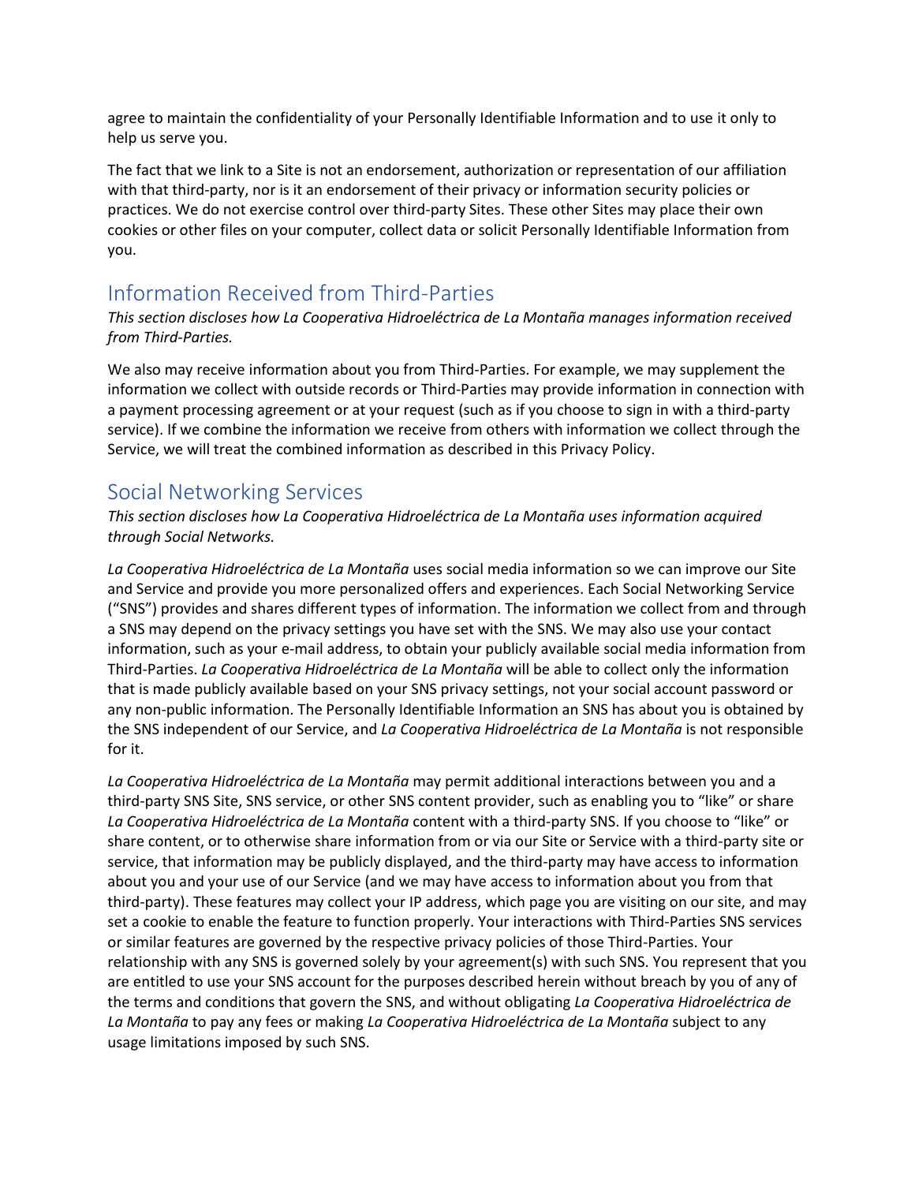agree to maintain the confidentiality of your Personally Identifiable Information and to use it only to help us serve you.

The fact that we link to a Site is not an endorsement, authorization or representation of our affiliation with that third-party, nor is it an endorsement of their privacy or information security policies or practices. We do not exercise control over third-party Sites. These other Sites may place their own cookies or other files on your computer, collect data or solicit Personally Identifiable Information from you.

## Information Received from Third-Parties

*This section discloses how La Cooperativa Hidroeléctrica de La Montaña manages information received from Third-Parties.*

We also may receive information about you from Third-Parties. For example, we may supplement the information we collect with outside records or Third-Parties may provide information in connection with a payment processing agreement or at your request (such as if you choose to sign in with a third-party service). If we combine the information we receive from others with information we collect through the Service, we will treat the combined information as described in this Privacy Policy.

## Social Networking Services

*This section discloses how La Cooperativa Hidroeléctrica de La Montaña uses information acquired through Social Networks.*

*La Cooperativa Hidroeléctrica de La Montaña* uses social media information so we can improve our Site and Service and provide you more personalized offers and experiences. Each Social Networking Service ("SNS") provides and shares different types of information. The information we collect from and through a SNS may depend on the privacy settings you have set with the SNS. We may also use your contact information, such as your e-mail address, to obtain your publicly available social media information from Third-Parties. *La Cooperativa Hidroeléctrica de La Montaña* will be able to collect only the information that is made publicly available based on your SNS privacy settings, not your social account password or any non-public information. The Personally Identifiable Information an SNS has about you is obtained by the SNS independent of our Service, and *La Cooperativa Hidroeléctrica de La Montaña* is not responsible for it.

*La Cooperativa Hidroeléctrica de La Montaña* may permit additional interactions between you and a third-party SNS Site, SNS service, or other SNS content provider, such as enabling you to "like" or share *La Cooperativa Hidroeléctrica de La Montaña* content with a third-party SNS. If you choose to "like" or share content, or to otherwise share information from or via our Site or Service with a third-party site or service, that information may be publicly displayed, and the third-party may have access to information about you and your use of our Service (and we may have access to information about you from that third-party). These features may collect your IP address, which page you are visiting on our site, and may set a cookie to enable the feature to function properly. Your interactions with Third-Parties SNS services or similar features are governed by the respective privacy policies of those Third-Parties. Your relationship with any SNS is governed solely by your agreement(s) with such SNS. You represent that you are entitled to use your SNS account for the purposes described herein without breach by you of any of the terms and conditions that govern the SNS, and without obligating *La Cooperativa Hidroeléctrica de La Montaña* to pay any fees or making *La Cooperativa Hidroeléctrica de La Montaña* subject to any usage limitations imposed by such SNS.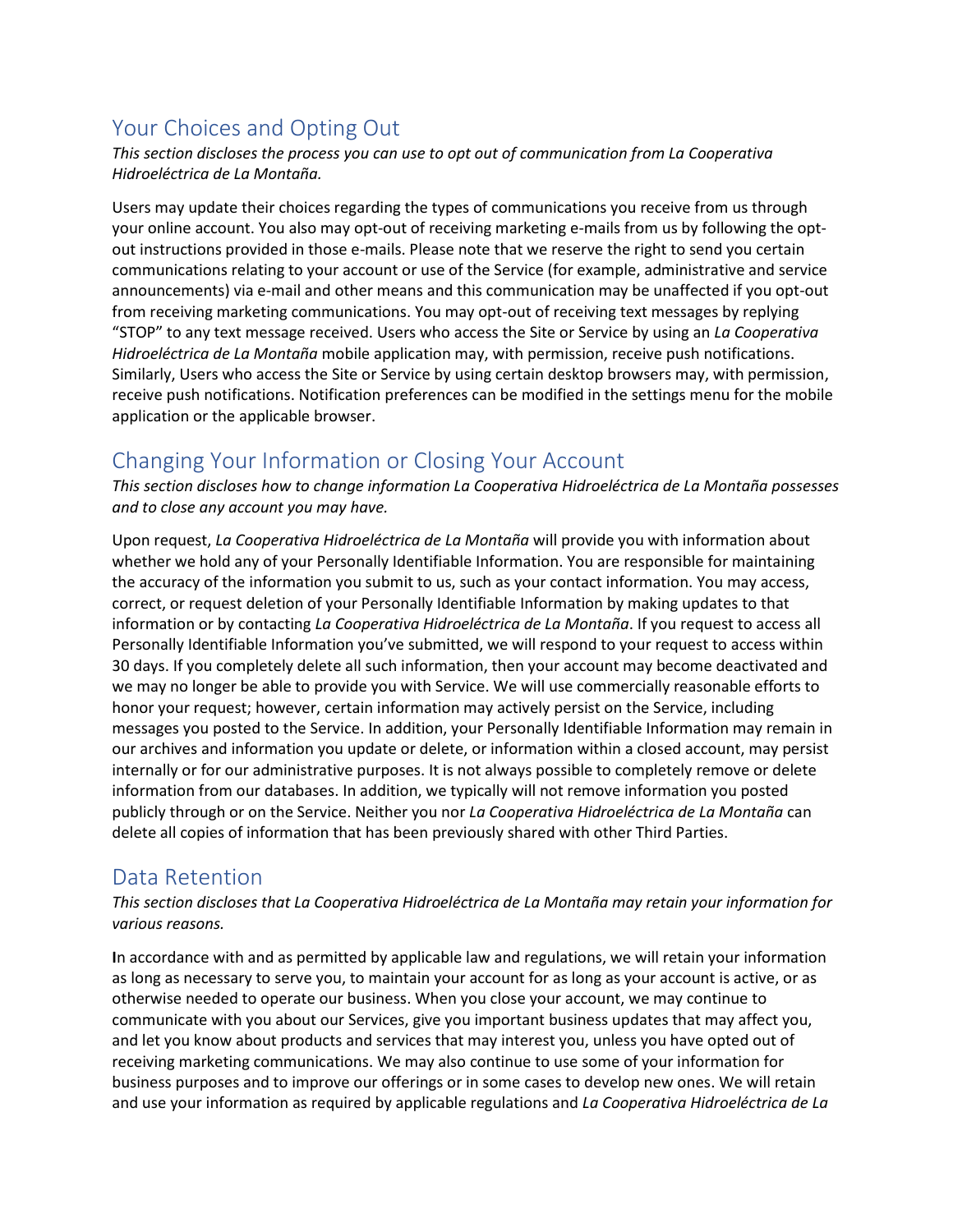## Your Choices and Opting Out

*This section discloses the process you can use to opt out of communication from La Cooperativa Hidroeléctrica de La Montaña.*

Users may update their choices regarding the types of communications you receive from us through your online account. You also may opt-out of receiving marketing e-mails from us by following the opt-out instructions provided in those e-mails. Please note that we reserve the right to send you certain communications relating to your account or use of the Service (for example, administrative and service announcements) via e-mail and other means and this communication may be unaffected if you opt-out from receiving marketing communications. You may opt-out of receiving text messages by replying "STOP" to any text message received. Users who access the Site or Service by using an *La Cooperativa Hidroeléctrica de La Montaña* mobile application may, with permission, receive push notifications. Similarly, Users who access the Site or Service by using certain desktop browsers may, with permission, receive push notifications. Notification preferences can be modified in the settings menu for the mobile application or the applicable browser.

## Changing Your Information or Closing Your Account

*This section discloses how to change information La Cooperativa Hidroeléctrica de La Montaña possesses and to close any account you may have.*

Upon request, *La Cooperativa Hidroeléctrica de La Montaña* will provide you with information about whether we hold any of your Personally Identifiable Information. You are responsible for maintaining the accuracy of the information you submit to us, such as your contact information. You may access, correct, or request deletion of your Personally Identifiable Information by making updates to that information or by contacting *La Cooperativa Hidroeléctrica de La Montaña*. If you request to access all Personally Identifiable Information you've submitted, we will respond to your request to access within 30 days. If you completely delete all such information, then your account may become deactivated and we may no longer be able to provide you with Service. We will use commercially reasonable efforts to honor your request; however, certain information may actively persist on the Service, including messages you posted to the Service. In addition, your Personally Identifiable Information may remain in our archives and information you update or delete, or information within a closed account, may persist internally or for our administrative purposes. It is not always possible to completely remove or delete information from our databases. In addition, we typically will not remove information you posted publicly through or on the Service. Neither you nor *La Cooperativa Hidroeléctrica de La Montaña* can delete all copies of information that has been previously shared with other Third Parties.

## Data Retention

*This section discloses that La Cooperativa Hidroeléctrica de La Montaña may retain your information for various reasons.*

**I**n accordance with and as permitted by applicable law and regulations, we will retain your information as long as necessary to serve you, to maintain your account for as long as your account is active, or as otherwise needed to operate our business. When you close your account, we may continue to communicate with you about our Services, give you important business updates that may affect you, and let you know about products and services that may interest you, unless you have opted out of receiving marketing communications. We may also continue to use some of your information for business purposes and to improve our offerings or in some cases to develop new ones. We will retain and use your information as required by applicable regulations and *La Cooperativa Hidroeléctrica de La*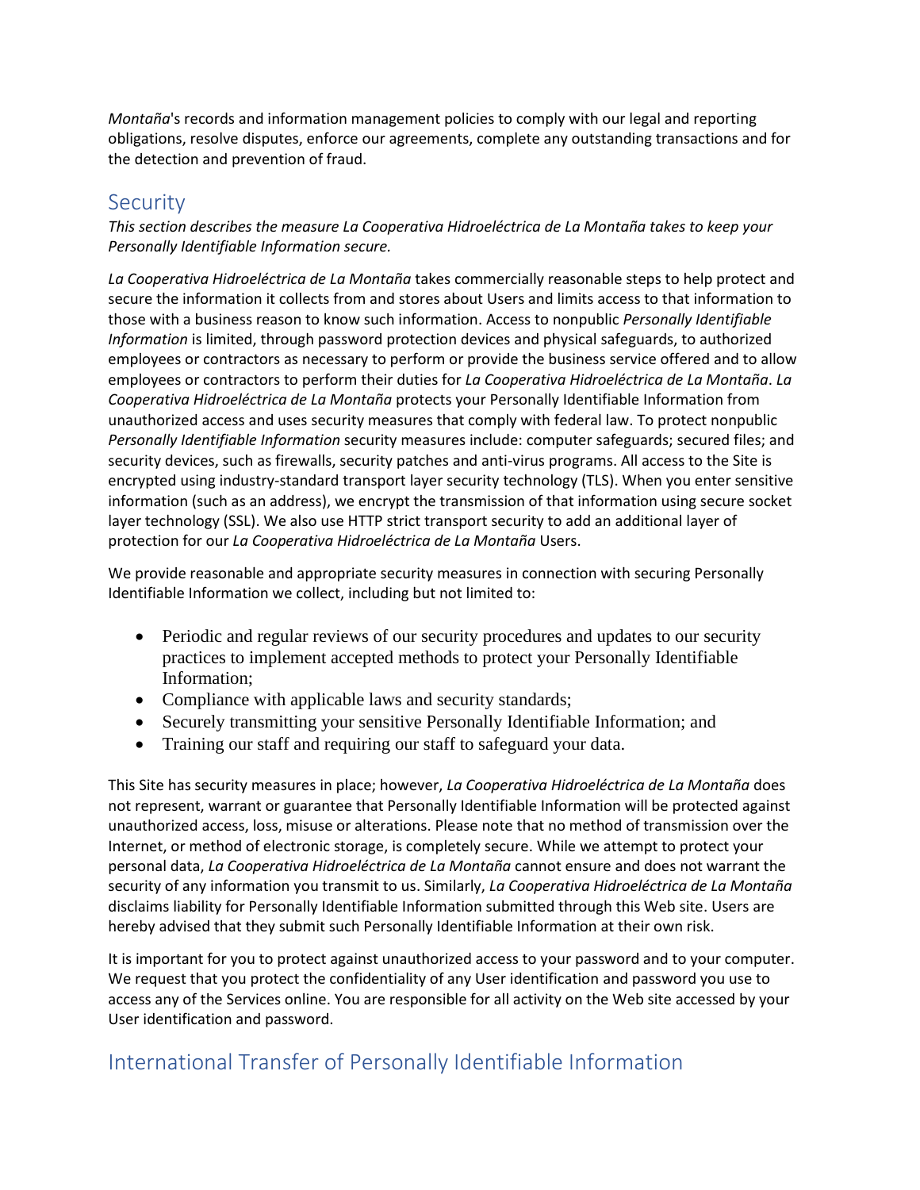*Montaña*'s records and information management policies to comply with our legal and reporting obligations, resolve disputes, enforce our agreements, complete any outstanding transactions and for the detection and prevention of fraud.

## Security

*This section describes the measure La Cooperativa Hidroeléctrica de La Montaña takes to keep your Personally Identifiable Information secure.*

*La Cooperativa Hidroeléctrica de La Montaña* takes commercially reasonable steps to help protect and secure the information it collects from and stores about Users and limits access to that information to those with a business reason to know such information. Access to nonpublic *Personally Identifiable Information* is limited, through password protection devices and physical safeguards, to authorized employees or contractors as necessary to perform or provide the business service offered and to allow employees or contractors to perform their duties for *La Cooperativa Hidroeléctrica de La Montaña*. *La Cooperativa Hidroeléctrica de La Montaña* protects your Personally Identifiable Information from unauthorized access and uses security measures that comply with federal law. To protect nonpublic *Personally Identifiable Information* security measures include: computer safeguards; secured files; and security devices, such as firewalls, security patches and anti-virus programs. All access to the Site is encrypted using industry-standard transport layer security technology (TLS). When you enter sensitive information (such as an address), we encrypt the transmission of that information using secure socket layer technology (SSL). We also use HTTP strict transport security to add an additional layer of protection for our *La Cooperativa Hidroeléctrica de La Montaña* Users.

We provide reasonable and appropriate security measures in connection with securing Personally Identifiable Information we collect, including but not limited to:

- Periodic and regular reviews of our security procedures and updates to our security practices to implement accepted methods to protect your Personally Identifiable Information;
- Compliance with applicable laws and security standards;
- Securely transmitting your sensitive Personally Identifiable Information; and
- Training our staff and requiring our staff to safeguard your data.

This Site has security measures in place; however, *La Cooperativa Hidroeléctrica de La Montaña* does not represent, warrant or guarantee that Personally Identifiable Information will be protected against unauthorized access, loss, misuse or alterations. Please note that no method of transmission over the Internet, or method of electronic storage, is completely secure. While we attempt to protect your personal data, *La Cooperativa Hidroeléctrica de La Montaña* cannot ensure and does not warrant the security of any information you transmit to us. Similarly, *La Cooperativa Hidroeléctrica de La Montaña* disclaims liability for Personally Identifiable Information submitted through this Web site. Users are hereby advised that they submit such Personally Identifiable Information at their own risk.

It is important for you to protect against unauthorized access to your password and to your computer. We request that you protect the confidentiality of any User identification and password you use to access any of the Services online. You are responsible for all activity on the Web site accessed by your User identification and password.

## International Transfer of Personally Identifiable Information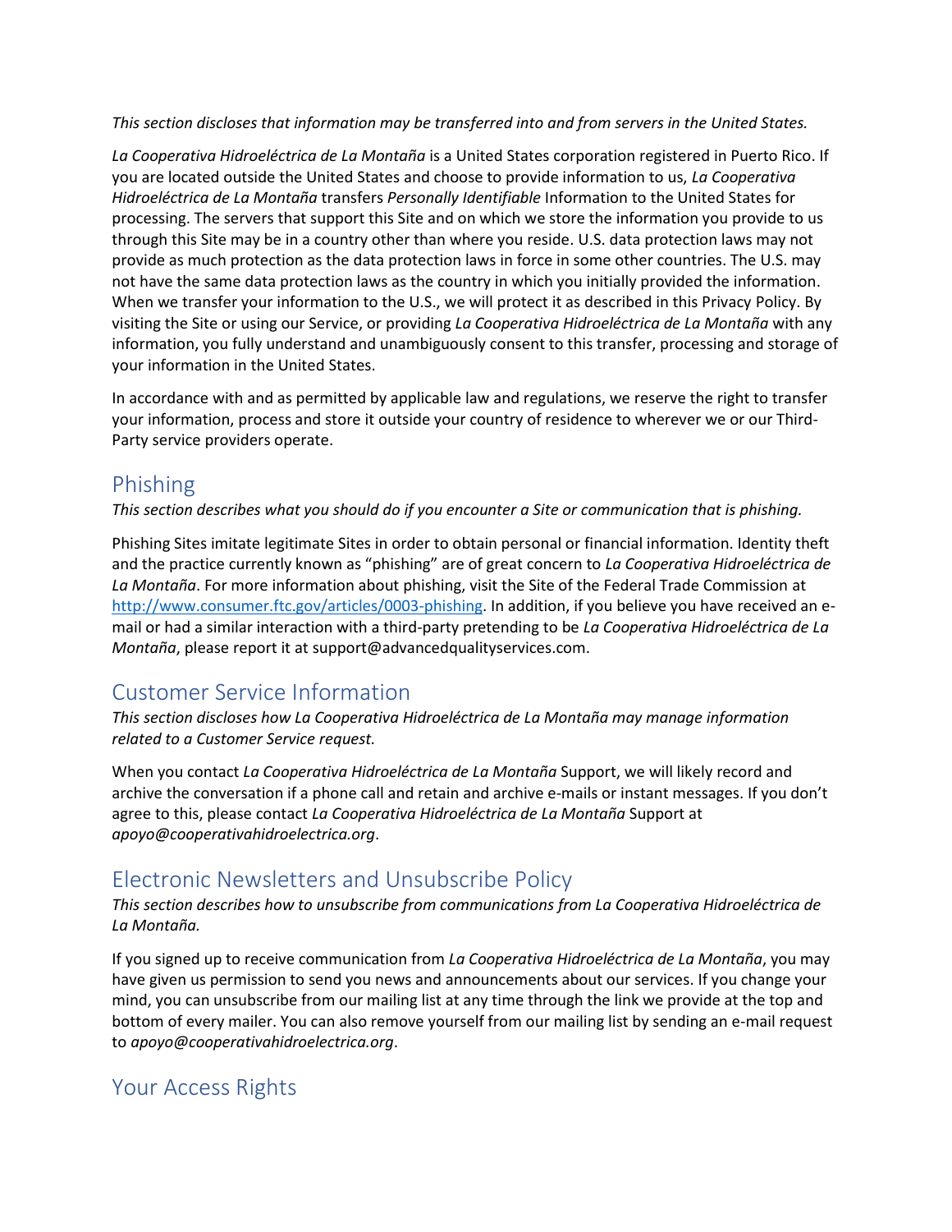*This section discloses that information may be transferred into and from servers in the United States.*

*La Cooperativa Hidroeléctrica de La Montaña* is a United States corporation registered in Puerto Rico. If you are located outside the United States and choose to provide information to us, *La Cooperativa Hidroeléctrica de La Montaña* transfers *Personally Identifiable* Information to the United States for processing. The servers that support this Site and on which we store the information you provide to us through this Site may be in a country other than where you reside. U.S. data protection laws may not provide as much protection as the data protection laws in force in some other countries. The U.S. may not have the same data protection laws as the country in which you initially provided the information. When we transfer your information to the U.S., we will protect it as described in this Privacy Policy. By visiting the Site or using our Service, or providing *La Cooperativa Hidroeléctrica de La Montaña* with any information, you fully understand and unambiguously consent to this transfer, processing and storage of your information in the United States.

In accordance with and as permitted by applicable law and regulations, we reserve the right to transfer your information, process and store it outside your country of residence to wherever we or our Third-Party service providers operate.

## Phishing

*This section describes what you should do if you encounter a Site or communication that is phishing.*

Phishing Sites imitate legitimate Sites in order to obtain personal or financial information. Identity theft and the practice currently known as "phishing" are of great concern to *La Cooperativa Hidroeléctrica de La Montaña*. For more information about phishing, visit the Site of the Federal Trade Commission at [http://www.consumer.ftc.gov/articles/0003-phishing](http://www.consumer.ftc.gov/articles/0003-phishing). In addition, if you believe you have received an e-mail or had a similar interaction with a third-party pretending to be *La Cooperativa Hidroeléctrica de La Montaña*, please report it at support@advancedqualityservices.com.

## Customer Service Information

*This section discloses how La Cooperativa Hidroeléctrica de La Montaña may manage information related to a Customer Service request.*

When you contact *La Cooperativa Hidroeléctrica de La Montaña* Support, we will likely record and archive the conversation if a phone call and retain and archive e-mails or instant messages. If you don't agree to this, please contact *La Cooperativa Hidroeléctrica de La Montaña* Support at *apoyo@cooperativahidroelectrica.org*.

## Electronic Newsletters and Unsubscribe Policy

*This section describes how to unsubscribe from communications from La Cooperativa Hidroeléctrica de La Montaña.*

If you signed up to receive communication from *La Cooperativa Hidroeléctrica de La Montaña*, you may have given us permission to send you news and announcements about our services. If you change your mind, you can unsubscribe from our mailing list at any time through the link we provide at the top and bottom of every mailer. You can also remove yourself from our mailing list by sending an e-mail request to *apoyo@cooperativahidroelectrica.org*.

## Your Access Rights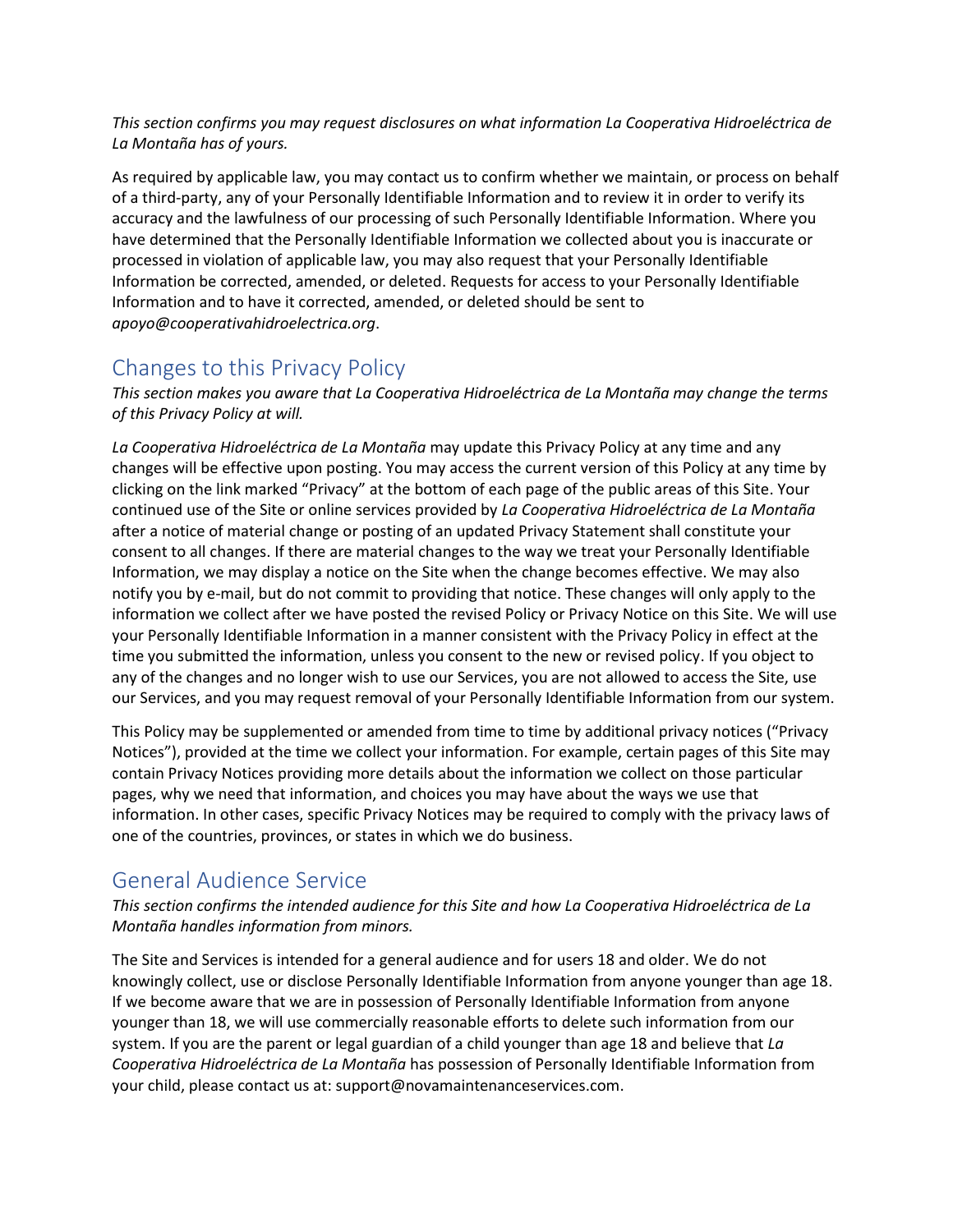*This section confirms you may request disclosures on what information La Cooperativa Hidroeléctrica de La Montaña has of yours.*

As required by applicable law, you may contact us to confirm whether we maintain, or process on behalf of a third-party, any of your Personally Identifiable Information and to review it in order to verify its accuracy and the lawfulness of our processing of such Personally Identifiable Information. Where you have determined that the Personally Identifiable Information we collected about you is inaccurate or processed in violation of applicable law, you may also request that your Personally Identifiable Information be corrected, amended, or deleted. Requests for access to your Personally Identifiable Information and to have it corrected, amended, or deleted should be sent to *apoyo@cooperativahidroelectrica.org*.

## Changes to this Privacy Policy

*This section makes you aware that La Cooperativa Hidroeléctrica de La Montaña may change the terms of this Privacy Policy at will.*

*La Cooperativa Hidroeléctrica de La Montaña* may update this Privacy Policy at any time and any changes will be effective upon posting. You may access the current version of this Policy at any time by clicking on the link marked "Privacy" at the bottom of each page of the public areas of this Site. Your continued use of the Site or online services provided by *La Cooperativa Hidroeléctrica de La Montaña* after a notice of material change or posting of an updated Privacy Statement shall constitute your consent to all changes. If there are material changes to the way we treat your Personally Identifiable Information, we may display a notice on the Site when the change becomes effective. We may also notify you by e-mail, but do not commit to providing that notice. These changes will only apply to the information we collect after we have posted the revised Policy or Privacy Notice on this Site. We will use your Personally Identifiable Information in a manner consistent with the Privacy Policy in effect at the time you submitted the information, unless you consent to the new or revised policy. If you object to any of the changes and no longer wish to use our Services, you are not allowed to access the Site, use our Services, and you may request removal of your Personally Identifiable Information from our system.

This Policy may be supplemented or amended from time to time by additional privacy notices ("Privacy Notices"), provided at the time we collect your information. For example, certain pages of this Site may contain Privacy Notices providing more details about the information we collect on those particular pages, why we need that information, and choices you may have about the ways we use that information. In other cases, specific Privacy Notices may be required to comply with the privacy laws of one of the countries, provinces, or states in which we do business.

## General Audience Service

*This section confirms the intended audience for this Site and how La Cooperativa Hidroeléctrica de La Montaña handles information from minors.*

The Site and Services is intended for a general audience and for users 18 and older. We do not knowingly collect, use or disclose Personally Identifiable Information from anyone younger than age 18. If we become aware that we are in possession of Personally Identifiable Information from anyone younger than 18, we will use commercially reasonable efforts to delete such information from our system. If you are the parent or legal guardian of a child younger than age 18 and believe that *La Cooperativa Hidroeléctrica de La Montaña* has possession of Personally Identifiable Information from your child, please contact us at: support@novamaintenanceservices.com.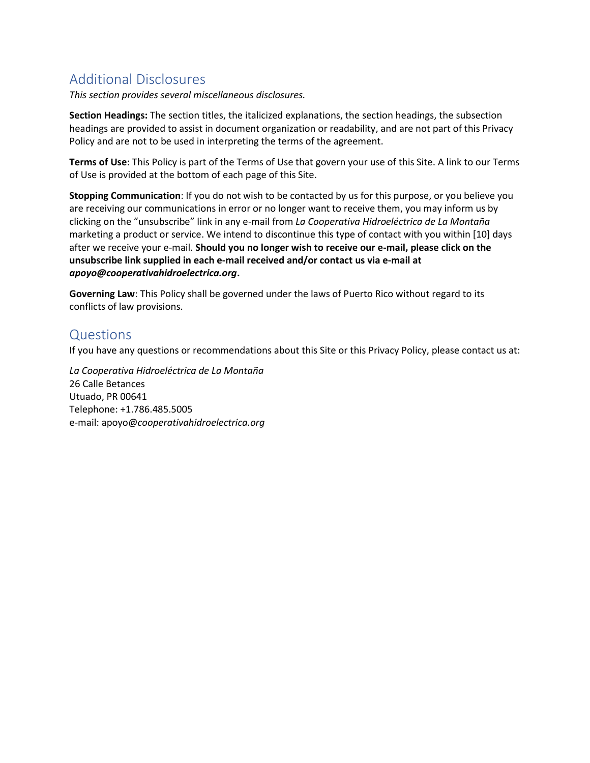## Additional Disclosures

*This section provides several miscellaneous disclosures.*

**Section Headings:** The section titles, the italicized explanations, the section headings, the subsection headings are provided to assist in document organization or readability, and are not part of this Privacy Policy and are not to be used in interpreting the terms of the agreement.

**Terms of Use**: This Policy is part of the Terms of Use that govern your use of this Site. A link to our Terms of Use is provided at the bottom of each page of this Site.

**Stopping Communication**: If you do not wish to be contacted by us for this purpose, or you believe you are receiving our communications in error or no longer want to receive them, you may inform us by clicking on the "unsubscribe" link in any e-mail from *La Cooperativa Hidroeléctrica de La Montaña* marketing a product or service. We intend to discontinue this type of contact with you within [10] days after we receive your e-mail. **Should you no longer wish to receive our e-mail, please click on the unsubscribe link supplied in each e-mail received and/or contact us via e-mail at *apoyo@cooperativahidroelectrica.org*.**

**Governing Law**: This Policy shall be governed under the laws of Puerto Rico without regard to its conflicts of law provisions.

## Questions

If you have any questions or recommendations about this Site or this Privacy Policy, please contact us at:

*La Cooperativa Hidroeléctrica de La Montaña*
26 Calle Betances
Utuado, PR 00641
Telephone: +1.786.485.5005
e-mail: apoyo@*cooperativahidroelectrica.org*